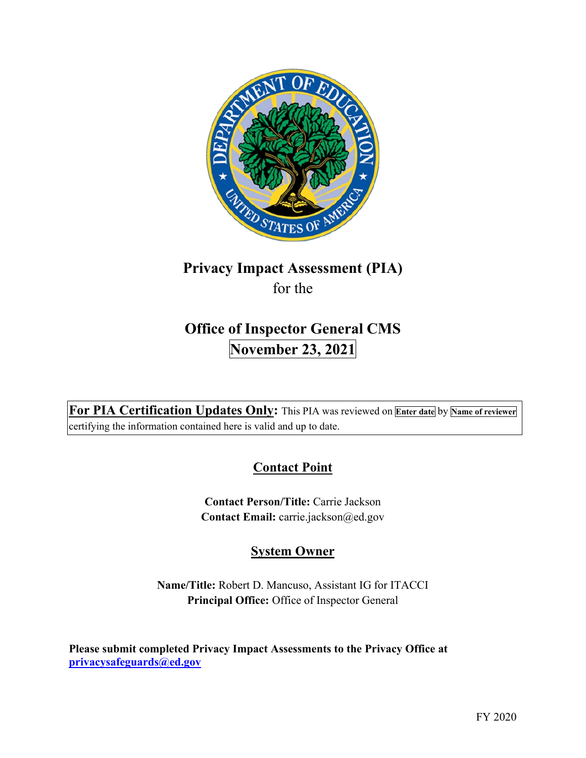# Privacy Impact Assessment (PIA)

for the

## Office of Inspector General CMS

**November 23, 2021**

**For PIA Certification Updates Only:** This PIA was reviewed on **Enter date** by **Name of reviewer** certifying the information contained here is valid and up to date.

## Contact Point

**Contact Person/Title:** Carrie Jackson
**Contact Email:** carrie.jackson@ed.gov

## System Owner

**Name/Title:** Robert D. Mancuso, Assistant IG for ITACCI
**Principal Office:** Office of Inspector General

**Please submit completed Privacy Impact Assessments to the Privacy Office at [privacysafeguards@ed.gov](mailto:privacysafeguards@ed.gov)**

FY 2020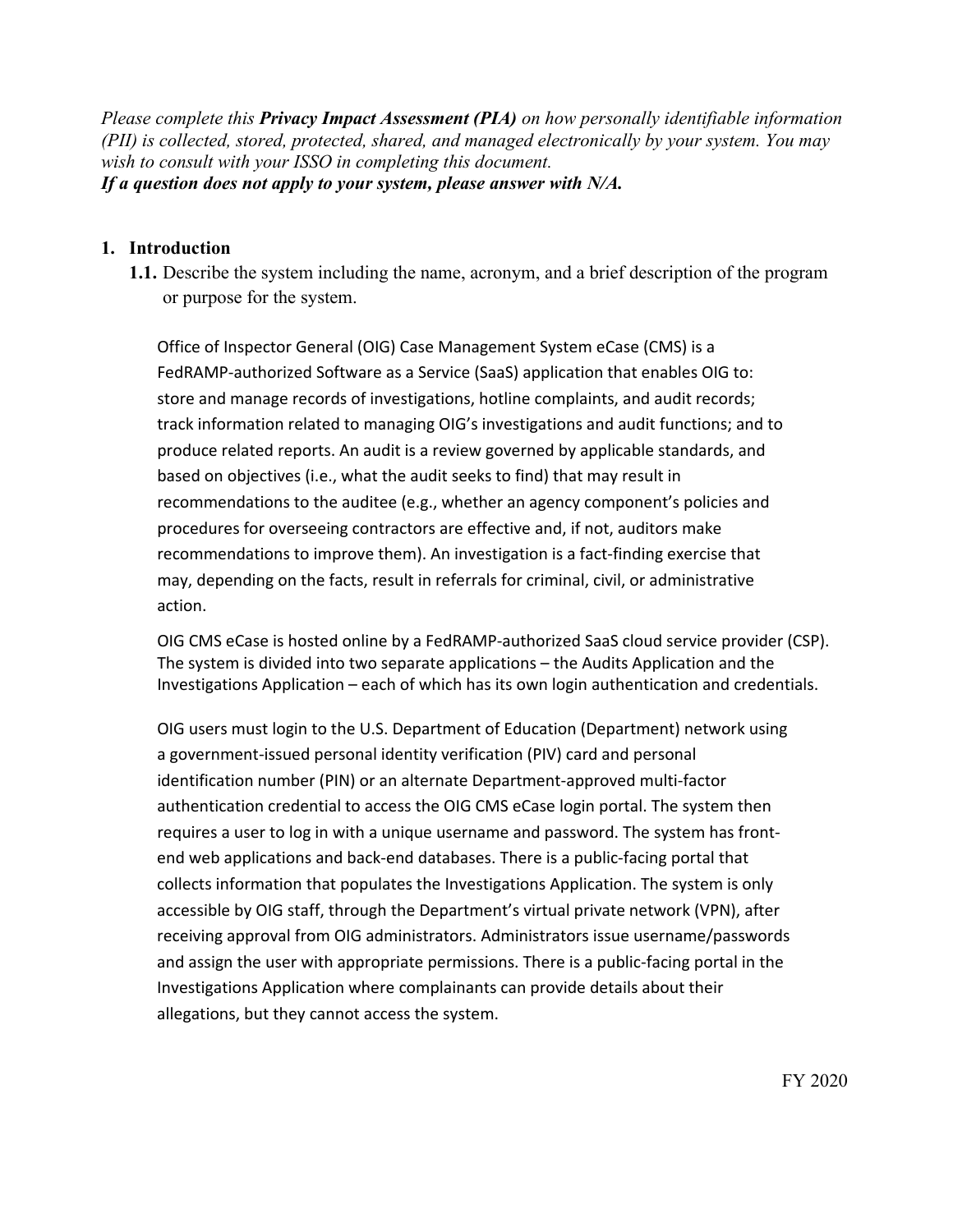*Please complete this **Privacy Impact Assessment (PIA)** on how personally identifiable information (PII) is collected, stored, protected, shared, and managed electronically by your system. You may wish to consult with your ISSO in completing this document.*
***If a question does not apply to your system, please answer with N/A.***

## 1. Introduction

**1.1.** Describe the system including the name, acronym, and a brief description of the program or purpose for the system.

Office of Inspector General (OIG) Case Management System eCase (CMS) is a FedRAMP-authorized Software as a Service (SaaS) application that enables OIG to: store and manage records of investigations, hotline complaints, and audit records; track information related to managing OIG's investigations and audit functions; and to produce related reports. An audit is a review governed by applicable standards, and based on objectives (i.e., what the audit seeks to find) that may result in recommendations to the auditee (e.g., whether an agency component's policies and procedures for overseeing contractors are effective and, if not, auditors make recommendations to improve them). An investigation is a fact-finding exercise that may, depending on the facts, result in referrals for criminal, civil, or administrative action.

OIG CMS eCase is hosted online by a FedRAMP-authorized SaaS cloud service provider (CSP). The system is divided into two separate applications – the Audits Application and the Investigations Application – each of which has its own login authentication and credentials.

OIG users must login to the U.S. Department of Education (Department) network using a government-issued personal identity verification (PIV) card and personal identification number (PIN) or an alternate Department-approved multi-factor authentication credential to access the OIG CMS eCase login portal. The system then requires a user to log in with a unique username and password. The system has front-end web applications and back-end databases. There is a public-facing portal that collects information that populates the Investigations Application. The system is only accessible by OIG staff, through the Department's virtual private network (VPN), after receiving approval from OIG administrators. Administrators issue username/passwords and assign the user with appropriate permissions. There is a public-facing portal in the Investigations Application where complainants can provide details about their allegations, but they cannot access the system.

FY 2020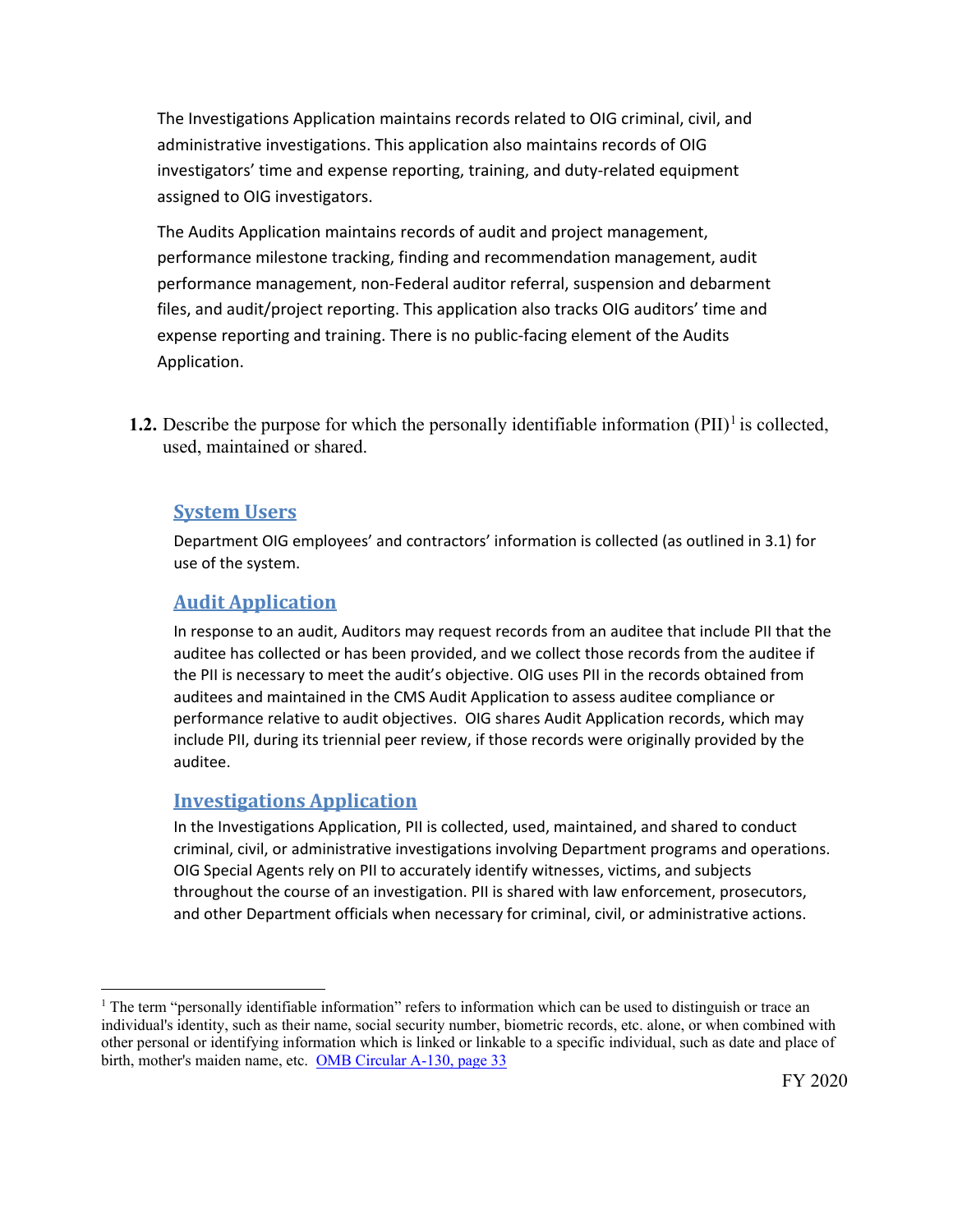The Investigations Application maintains records related to OIG criminal, civil, and administrative investigations. This application also maintains records of OIG investigators' time and expense reporting, training, and duty-related equipment assigned to OIG investigators.

The Audits Application maintains records of audit and project management, performance milestone tracking, finding and recommendation management, audit performance management, non-Federal auditor referral, suspension and debarment files, and audit/project reporting. This application also tracks OIG auditors' time and expense reporting and training. There is no public-facing element of the Audits Application.

**1.2.** Describe the purpose for which the personally identifiable information (PII)[1] is collected, used, maintained or shared.

### System Users

Department OIG employees' and contractors' information is collected (as outlined in 3.1) for use of the system.

### Audit Application

In response to an audit, Auditors may request records from an auditee that include PII that the auditee has collected or has been provided, and we collect those records from the auditee if the PII is necessary to meet the audit's objective. OIG uses PII in the records obtained from auditees and maintained in the CMS Audit Application to assess auditee compliance or performance relative to audit objectives. OIG shares Audit Application records, which may include PII, during its triennial peer review, if those records were originally provided by the auditee.

### Investigations Application

In the Investigations Application, PII is collected, used, maintained, and shared to conduct criminal, civil, or administrative investigations involving Department programs and operations. OIG Special Agents rely on PII to accurately identify witnesses, victims, and subjects throughout the course of an investigation. PII is shared with law enforcement, prosecutors, and other Department officials when necessary for criminal, civil, or administrative actions.

[1] The term "personally identifiable information" refers to information which can be used to distinguish or trace an individual's identity, such as their name, social security number, biometric records, etc. alone, or when combined with other personal or identifying information which is linked or linkable to a specific individual, such as date and place of birth, mother's maiden name, etc. [OMB Circular A-130, page 33]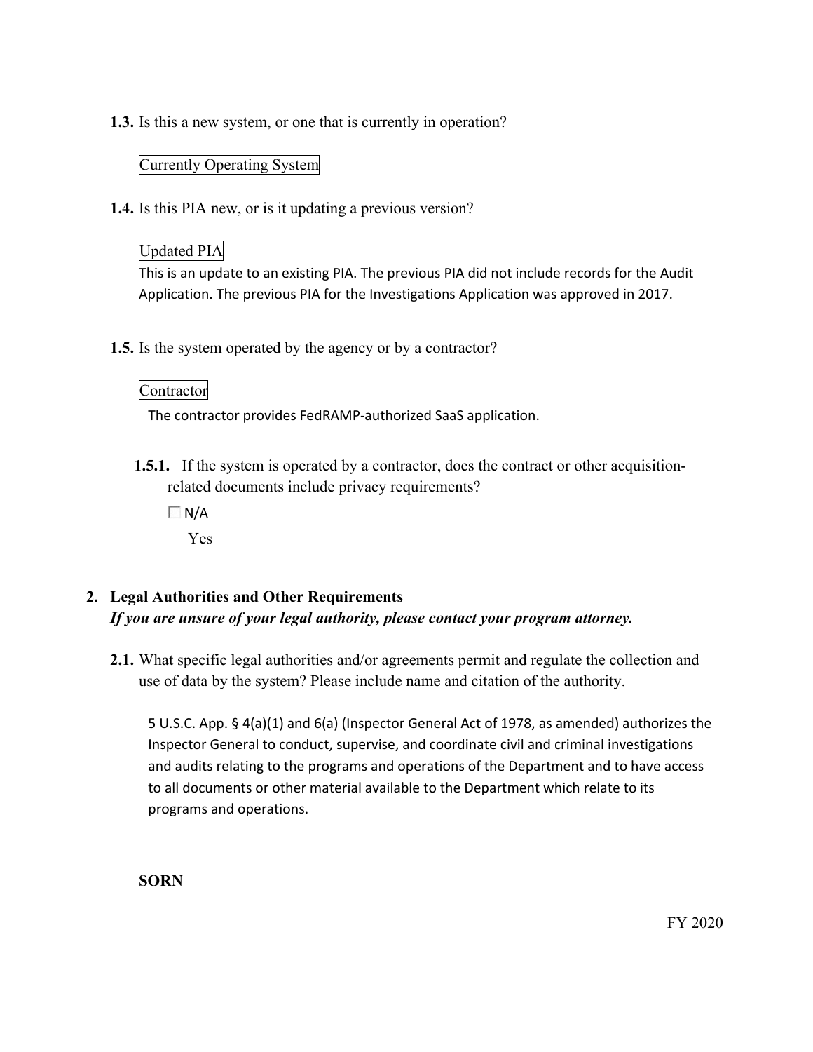**1.3.** Is this a new system, or one that is currently in operation?

Currently Operating System

**1.4.** Is this PIA new, or is it updating a previous version?

Updated PIA

This is an update to an existing PIA. The previous PIA did not include records for the Audit Application. The previous PIA for the Investigations Application was approved in 2017.

**1.5.** Is the system operated by the agency or by a contractor?

Contractor

The contractor provides FedRAMP-authorized SaaS application.

**1.5.1.** If the system is operated by a contractor, does the contract or other acquisition-related documents include privacy requirements?

☐ N/A

Yes

## 2. Legal Authorities and Other Requirements

***If you are unsure of your legal authority, please contact your program attorney.***

**2.1.** What specific legal authorities and/or agreements permit and regulate the collection and use of data by the system? Please include name and citation of the authority.

5 U.S.C. App. § 4(a)(1) and 6(a) (Inspector General Act of 1978, as amended) authorizes the Inspector General to conduct, supervise, and coordinate civil and criminal investigations and audits relating to the programs and operations of the Department and to have access to all documents or other material available to the Department which relate to its programs and operations.

**SORN**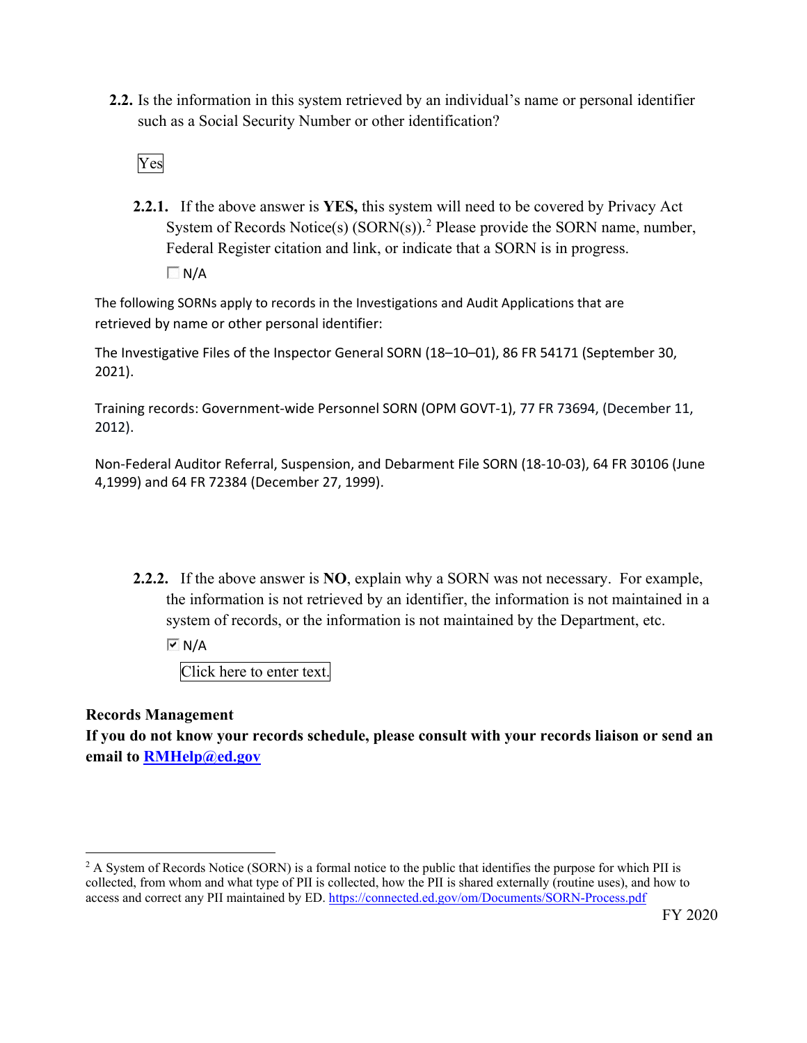**2.2.** Is the information in this system retrieved by an individual's name or personal identifier such as a Social Security Number or other identification?

Yes

**2.2.1.** If the above answer is **YES,** this system will need to be covered by Privacy Act System of Records Notice(s) (SORN(s)).[2] Please provide the SORN name, number, Federal Register citation and link, or indicate that a SORN is in progress.

☐ N/A

The following SORNs apply to records in the Investigations and Audit Applications that are retrieved by name or other personal identifier:

The Investigative Files of the Inspector General SORN (18–10–01), 86 FR 54171 (September 30, 2021).

Training records: Government-wide Personnel SORN (OPM GOVT-1), 77 FR 73694, (December 11, 2012).

Non-Federal Auditor Referral, Suspension, and Debarment File SORN (18-10-03), 64 FR 30106 (June 4,1999) and 64 FR 72384 (December 27, 1999).

**2.2.2.** If the above answer is **NO**, explain why a SORN was not necessary. For example, the information is not retrieved by an identifier, the information is not maintained in a system of records, or the information is not maintained by the Department, etc.

☑ N/A

Click here to enter text.

**Records Management**

**If you do not know your records schedule, please consult with your records liaison or send an email to [RMHelp@ed.gov](mailto:RMHelp@ed.gov)**

---

[2] A System of Records Notice (SORN) is a formal notice to the public that identifies the purpose for which PII is collected, from whom and what type of PII is collected, how the PII is shared externally (routine uses), and how to access and correct any PII maintained by ED. https://connected.ed.gov/om/Documents/SORN-Process.pdf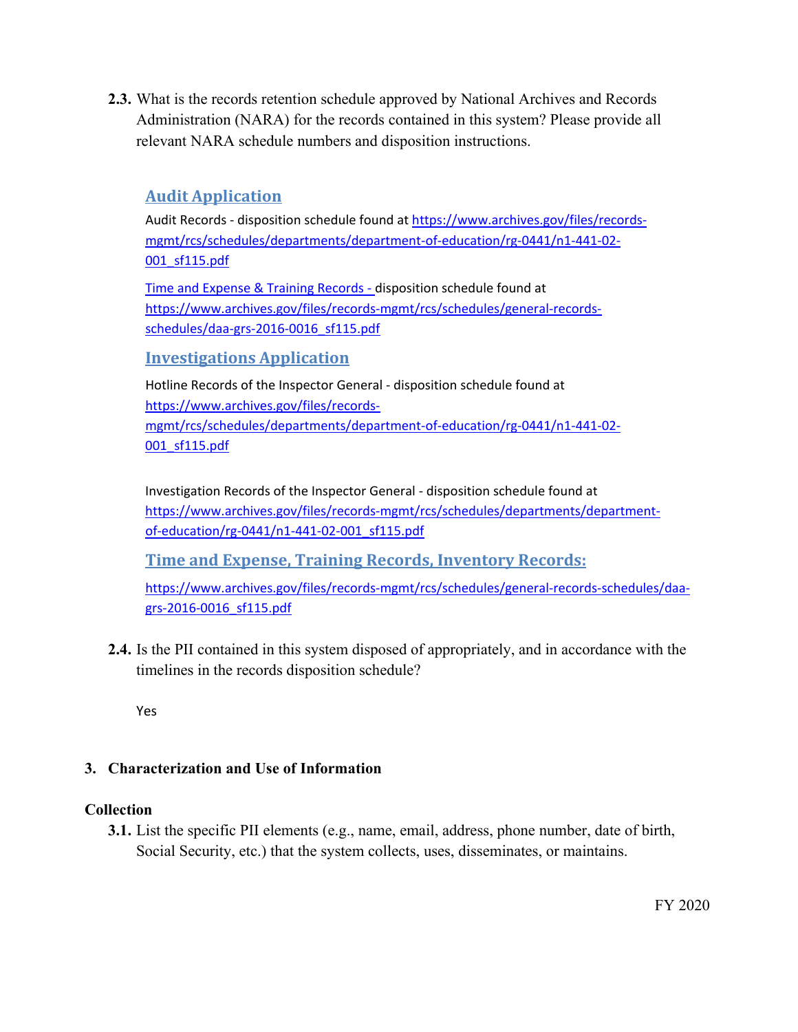**2.3.** What is the records retention schedule approved by National Archives and Records Administration (NARA) for the records contained in this system? Please provide all relevant NARA schedule numbers and disposition instructions.

### Audit Application

Audit Records - disposition schedule found at https://www.archives.gov/files/records-mgmt/rcs/schedules/departments/department-of-education/rg-0441/n1-441-02-001_sf115.pdf

Time and Expense & Training Records - disposition schedule found at https://www.archives.gov/files/records-mgmt/rcs/schedules/general-records-schedules/daa-grs-2016-0016_sf115.pdf

### Investigations Application

Hotline Records of the Inspector General - disposition schedule found at https://www.archives.gov/files/records-mgmt/rcs/schedules/departments/department-of-education/rg-0441/n1-441-02-001_sf115.pdf

Investigation Records of the Inspector General - disposition schedule found at https://www.archives.gov/files/records-mgmt/rcs/schedules/departments/department-of-education/rg-0441/n1-441-02-001_sf115.pdf

### Time and Expense, Training Records, Inventory Records:

https://www.archives.gov/files/records-mgmt/rcs/schedules/general-records-schedules/daa-grs-2016-0016_sf115.pdf

**2.4.** Is the PII contained in this system disposed of appropriately, and in accordance with the timelines in the records disposition schedule?

Yes

## 3. Characterization and Use of Information

**Collection**

**3.1.** List the specific PII elements (e.g., name, email, address, phone number, date of birth, Social Security, etc.) that the system collects, uses, disseminates, or maintains.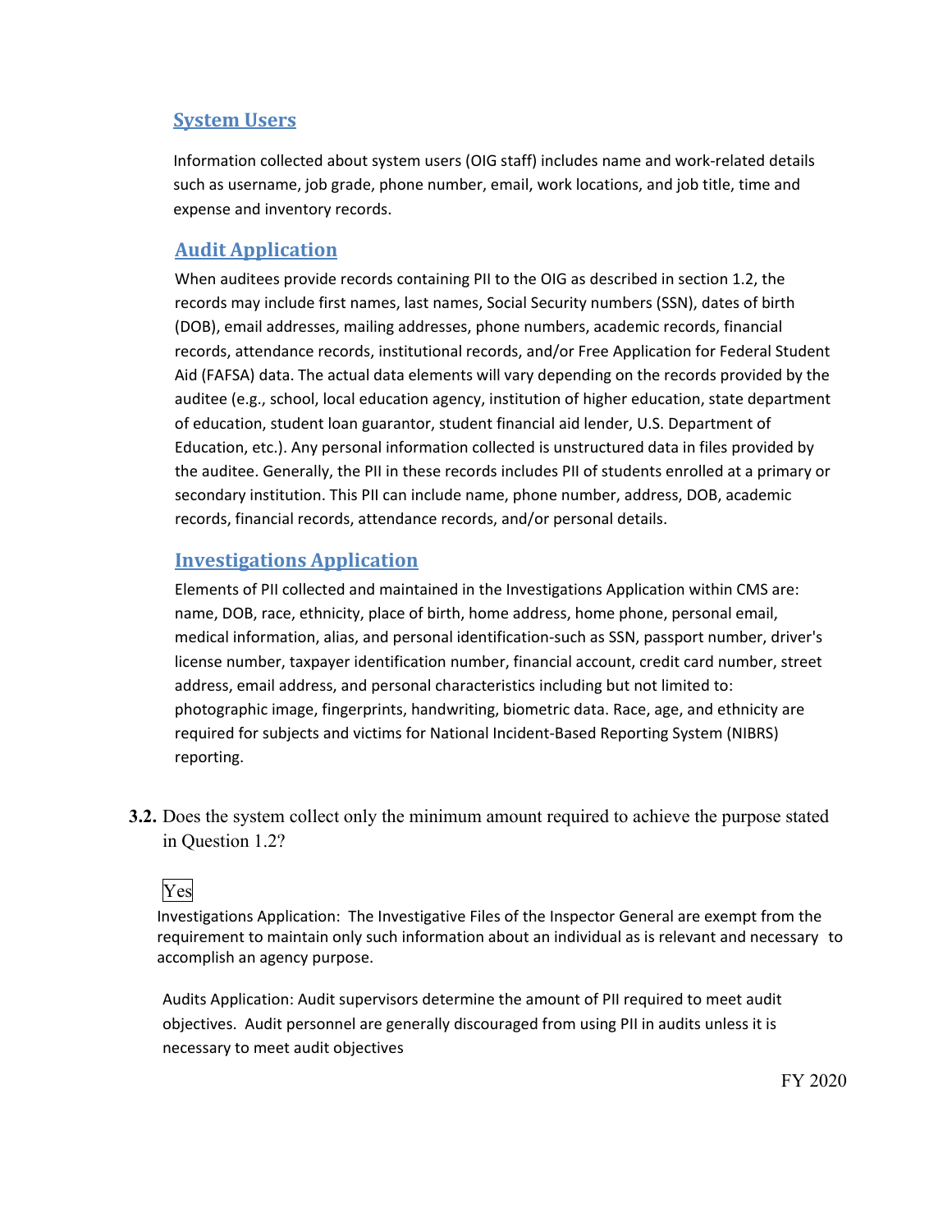### System Users

Information collected about system users (OIG staff) includes name and work-related details such as username, job grade, phone number, email, work locations, and job title, time and expense and inventory records.

### Audit Application

When auditees provide records containing PII to the OIG as described in section 1.2, the records may include first names, last names, Social Security numbers (SSN), dates of birth (DOB), email addresses, mailing addresses, phone numbers, academic records, financial records, attendance records, institutional records, and/or Free Application for Federal Student Aid (FAFSA) data. The actual data elements will vary depending on the records provided by the auditee (e.g., school, local education agency, institution of higher education, state department of education, student loan guarantor, student financial aid lender, U.S. Department of Education, etc.). Any personal information collected is unstructured data in files provided by the auditee. Generally, the PII in these records includes PII of students enrolled at a primary or secondary institution. This PII can include name, phone number, address, DOB, academic records, financial records, attendance records, and/or personal details.

### Investigations Application

Elements of PII collected and maintained in the Investigations Application within CMS are: name, DOB, race, ethnicity, place of birth, home address, home phone, personal email, medical information, alias, and personal identification-such as SSN, passport number, driver's license number, taxpayer identification number, financial account, credit card number, street address, email address, and personal characteristics including but not limited to: photographic image, fingerprints, handwriting, biometric data. Race, age, and ethnicity are required for subjects and victims for National Incident-Based Reporting System (NIBRS) reporting.

**3.2.** Does the system collect only the minimum amount required to achieve the purpose stated in Question 1.2?

Yes

Investigations Application: The Investigative Files of the Inspector General are exempt from the requirement to maintain only such information about an individual as is relevant and necessary to accomplish an agency purpose.

Audits Application: Audit supervisors determine the amount of PII required to meet audit objectives. Audit personnel are generally discouraged from using PII in audits unless it is necessary to meet audit objectives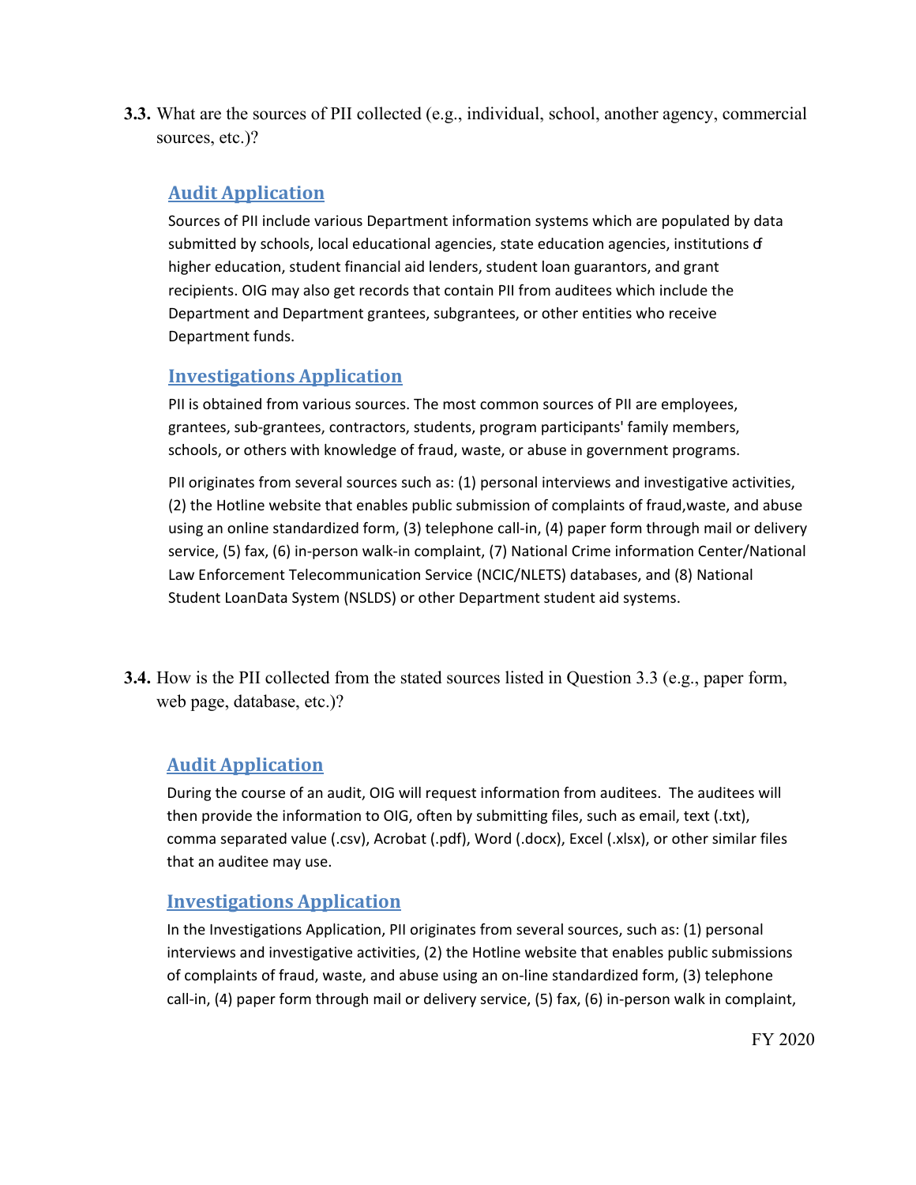**3.3.** What are the sources of PII collected (e.g., individual, school, another agency, commercial sources, etc.)?

### Audit Application

Sources of PII include various Department information systems which are populated by data submitted by schools, local educational agencies, state education agencies, institutions of higher education, student financial aid lenders, student loan guarantors, and grant recipients. OIG may also get records that contain PII from auditees which include the Department and Department grantees, subgrantees, or other entities who receive Department funds.

### Investigations Application

PII is obtained from various sources. The most common sources of PII are employees, grantees, sub-grantees, contractors, students, program participants' family members, schools, or others with knowledge of fraud, waste, or abuse in government programs.

PII originates from several sources such as: (1) personal interviews and investigative activities, (2) the Hotline website that enables public submission of complaints of fraud,waste, and abuse using an online standardized form, (3) telephone call-in, (4) paper form through mail or delivery service, (5) fax, (6) in-person walk-in complaint, (7) National Crime information Center/National Law Enforcement Telecommunication Service (NCIC/NLETS) databases, and (8) National Student LoanData System (NSLDS) or other Department student aid systems.

**3.4.** How is the PII collected from the stated sources listed in Question 3.3 (e.g., paper form, web page, database, etc.)?

### Audit Application

During the course of an audit, OIG will request information from auditees. The auditees will then provide the information to OIG, often by submitting files, such as email, text (.txt), comma separated value (.csv), Acrobat (.pdf), Word (.docx), Excel (.xlsx), or other similar files that an auditee may use.

### Investigations Application

In the Investigations Application, PII originates from several sources, such as: (1) personal interviews and investigative activities, (2) the Hotline website that enables public submissions of complaints of fraud, waste, and abuse using an on-line standardized form, (3) telephone call-in, (4) paper form through mail or delivery service, (5) fax, (6) in-person walk in complaint,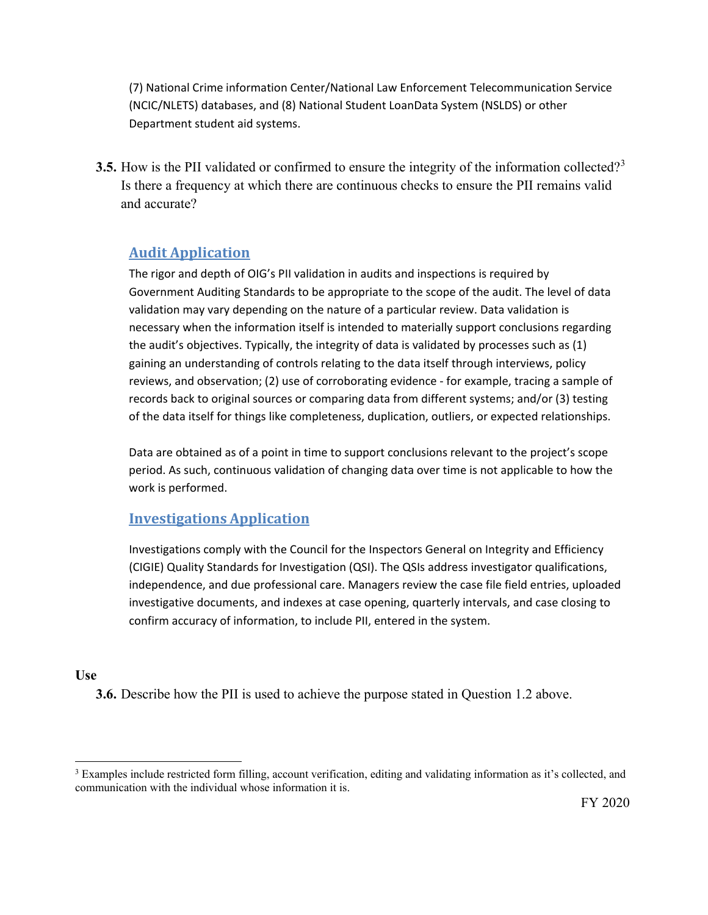(7) National Crime information Center/National Law Enforcement Telecommunication Service (NCIC/NLETS) databases, and (8) National Student LoanData System (NSLDS) or other Department student aid systems.

**3.5.** How is the PII validated or confirmed to ensure the integrity of the information collected?[3] Is there a frequency at which there are continuous checks to ensure the PII remains valid and accurate?

### Audit Application

The rigor and depth of OIG's PII validation in audits and inspections is required by Government Auditing Standards to be appropriate to the scope of the audit. The level of data validation may vary depending on the nature of a particular review. Data validation is necessary when the information itself is intended to materially support conclusions regarding the audit's objectives. Typically, the integrity of data is validated by processes such as (1) gaining an understanding of controls relating to the data itself through interviews, policy reviews, and observation; (2) use of corroborating evidence - for example, tracing a sample of records back to original sources or comparing data from different systems; and/or (3) testing of the data itself for things like completeness, duplication, outliers, or expected relationships.

Data are obtained as of a point in time to support conclusions relevant to the project's scope period. As such, continuous validation of changing data over time is not applicable to how the work is performed.

### Investigations Application

Investigations comply with the Council for the Inspectors General on Integrity and Efficiency (CIGIE) Quality Standards for Investigation (QSI). The QSIs address investigator qualifications, independence, and due professional care. Managers review the case file field entries, uploaded investigative documents, and indexes at case opening, quarterly intervals, and case closing to confirm accuracy of information, to include PII, entered in the system.

**Use**

**3.6.** Describe how the PII is used to achieve the purpose stated in Question 1.2 above.

---

[3] Examples include restricted form filling, account verification, editing and validating information as it's collected, and communication with the individual whose information it is.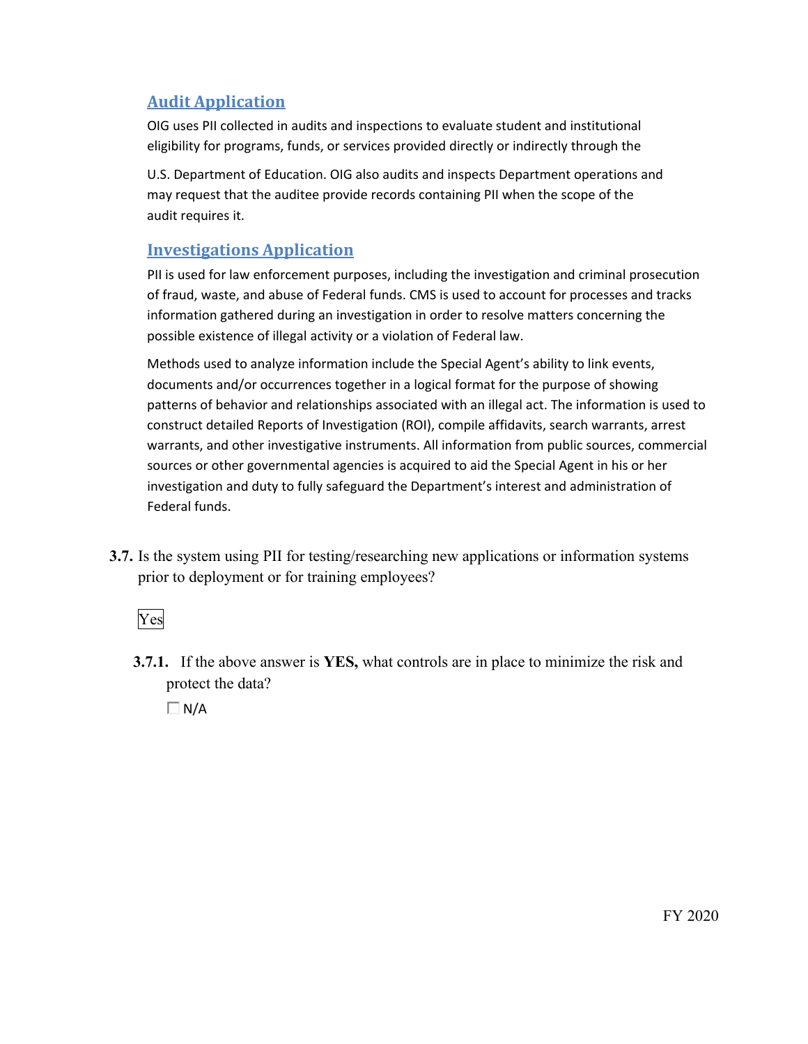## Audit Application

OIG uses PII collected in audits and inspections to evaluate student and institutional eligibility for programs, funds, or services provided directly or indirectly through the

U.S. Department of Education. OIG also audits and inspects Department operations and may request that the auditee provide records containing PII when the scope of the audit requires it.

## Investigations Application

PII is used for law enforcement purposes, including the investigation and criminal prosecution of fraud, waste, and abuse of Federal funds. CMS is used to account for processes and tracks information gathered during an investigation in order to resolve matters concerning the possible existence of illegal activity or a violation of Federal law.

Methods used to analyze information include the Special Agent's ability to link events, documents and/or occurrences together in a logical format for the purpose of showing patterns of behavior and relationships associated with an illegal act. The information is used to construct detailed Reports of Investigation (ROI), compile affidavits, search warrants, arrest warrants, and other investigative instruments. All information from public sources, commercial sources or other governmental agencies is acquired to aid the Special Agent in his or her investigation and duty to fully safeguard the Department's interest and administration of Federal funds.

**3.7.** Is the system using PII for testing/researching new applications or information systems prior to deployment or for training employees?

Yes

**3.7.1.** If the above answer is **YES,** what controls are in place to minimize the risk and protect the data?

☐ N/A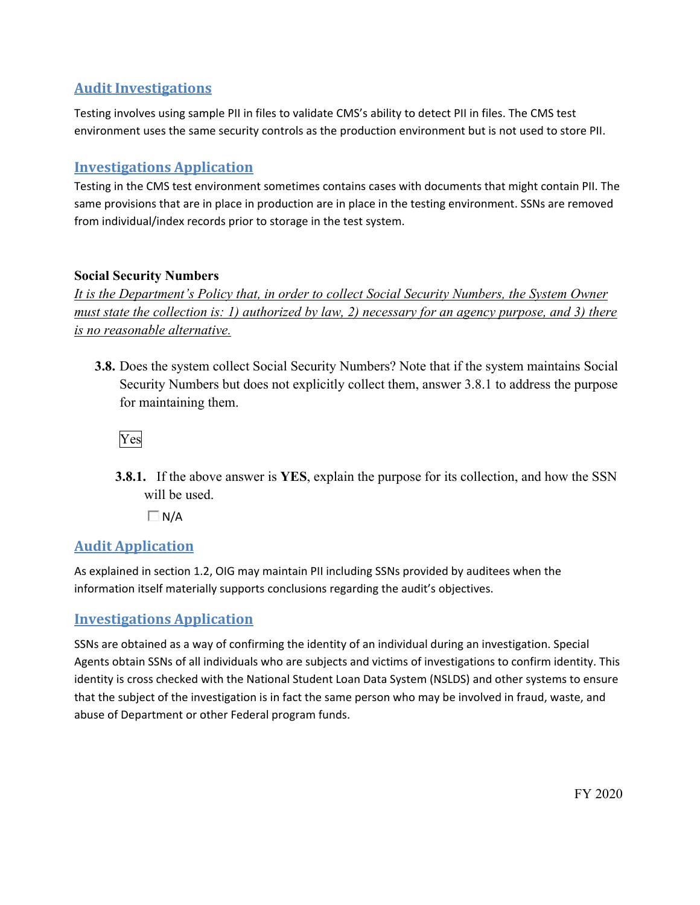## Audit Investigations

Testing involves using sample PII in files to validate CMS's ability to detect PII in files. The CMS test environment uses the same security controls as the production environment but is not used to store PII.

## Investigations Application

Testing in the CMS test environment sometimes contains cases with documents that might contain PII. The same provisions that are in place in production are in place in the testing environment. SSNs are removed from individual/index records prior to storage in the test system.

**Social Security Numbers**

*It is the Department's Policy that, in order to collect Social Security Numbers, the System Owner must state the collection is: 1) authorized by law, 2) necessary for an agency purpose, and 3) there is no reasonable alternative.*

**3.8.** Does the system collect Social Security Numbers? Note that if the system maintains Social Security Numbers but does not explicitly collect them, answer 3.8.1 to address the purpose for maintaining them.

Yes

**3.8.1.** If the above answer is **YES**, explain the purpose for its collection, and how the SSN will be used.

☐ N/A

## Audit Application

As explained in section 1.2, OIG may maintain PII including SSNs provided by auditees when the information itself materially supports conclusions regarding the audit's objectives.

## Investigations Application

SSNs are obtained as a way of confirming the identity of an individual during an investigation. Special Agents obtain SSNs of all individuals who are subjects and victims of investigations to confirm identity. This identity is cross checked with the National Student Loan Data System (NSLDS) and other systems to ensure that the subject of the investigation is in fact the same person who may be involved in fraud, waste, and abuse of Department or other Federal program funds.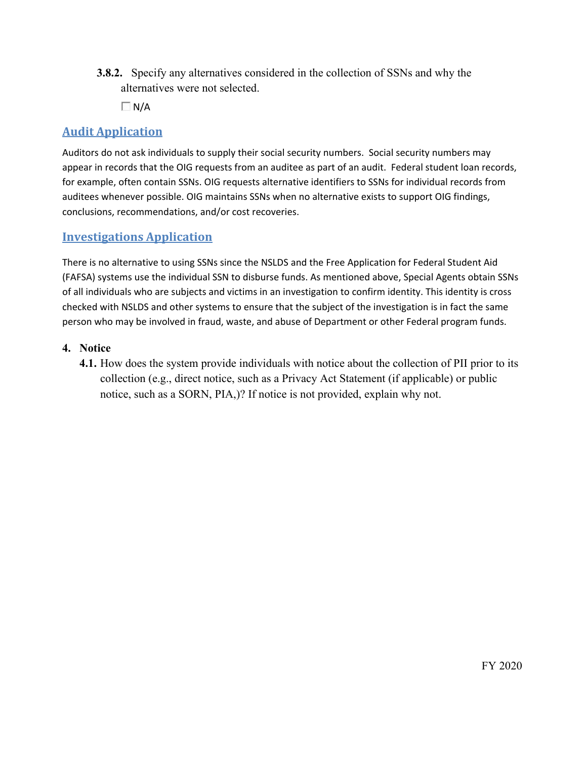**3.8.2.** Specify any alternatives considered in the collection of SSNs and why the alternatives were not selected.

☐ N/A

## Audit Application

Auditors do not ask individuals to supply their social security numbers. Social security numbers may appear in records that the OIG requests from an auditee as part of an audit. Federal student loan records, for example, often contain SSNs. OIG requests alternative identifiers to SSNs for individual records from auditees whenever possible. OIG maintains SSNs when no alternative exists to support OIG findings, conclusions, recommendations, and/or cost recoveries.

## Investigations Application

There is no alternative to using SSNs since the NSLDS and the Free Application for Federal Student Aid (FAFSA) systems use the individual SSN to disburse funds. As mentioned above, Special Agents obtain SSNs of all individuals who are subjects and victims in an investigation to confirm identity. This identity is cross checked with NSLDS and other systems to ensure that the subject of the investigation is in fact the same person who may be involved in fraud, waste, and abuse of Department or other Federal program funds.

**4. Notice**

**4.1.** How does the system provide individuals with notice about the collection of PII prior to its collection (e.g., direct notice, such as a Privacy Act Statement (if applicable) or public notice, such as a SORN, PIA,)? If notice is not provided, explain why not.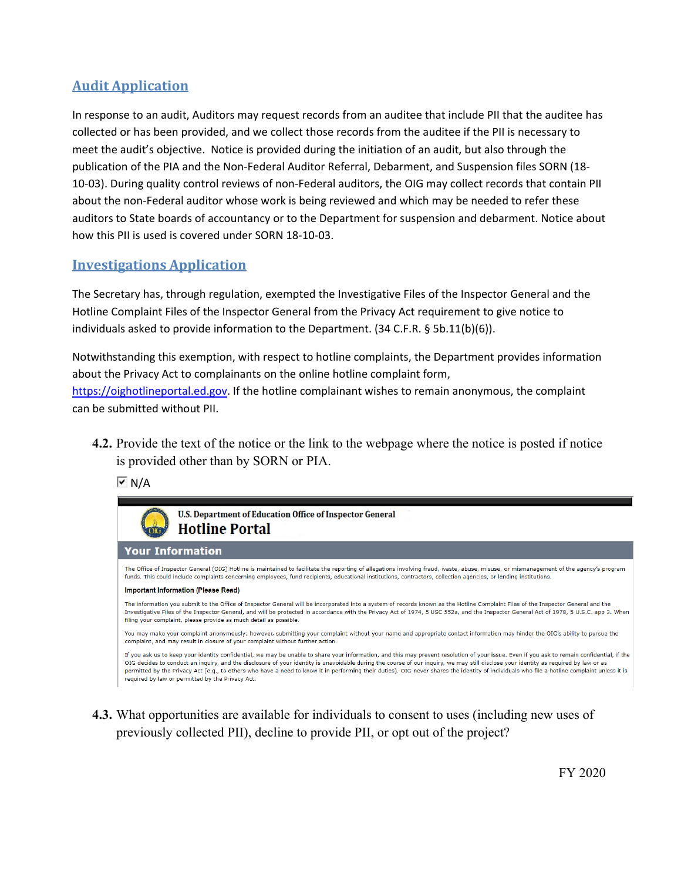## Audit Application

In response to an audit, Auditors may request records from an auditee that include PII that the auditee has collected or has been provided, and we collect those records from the auditee if the PII is necessary to meet the audit's objective. Notice is provided during the initiation of an audit, but also through the publication of the PIA and the Non-Federal Auditor Referral, Debarment, and Suspension files SORN (18-10-03). During quality control reviews of non-Federal auditors, the OIG may collect records that contain PII about the non-Federal auditor whose work is being reviewed and which may be needed to refer these auditors to State boards of accountancy or to the Department for suspension and debarment. Notice about how this PII is used is covered under SORN 18-10-03.

## Investigations Application

The Secretary has, through regulation, exempted the Investigative Files of the Inspector General and the Hotline Complaint Files of the Inspector General from the Privacy Act requirement to give notice to individuals asked to provide information to the Department. (34 C.F.R. § 5b.11(b)(6)).

Notwithstanding this exemption, with respect to hotline complaints, the Department provides information about the Privacy Act to complainants on the online hotline complaint form, https://oighotlineportal.ed.gov. If the hotline complainant wishes to remain anonymous, the complaint can be submitted without PII.

**4.2.** Provide the text of the notice or the link to the webpage where the notice is posted if notice is provided other than by SORN or PIA.

☑ N/A

U.S. Department of Education Office of Inspector General
**Hotline Portal**

**Your Information**

The Office of Inspector General (OIG) Hotline is maintained to facilitate the reporting of allegations involving fraud, waste, abuse, misuse, or mismanagement of the agency's program funds. This could include complaints concerning employees, fund recipients, educational institutions, contractors, collection agencies, or lending institutions.

**Important Information (Please Read)**

The information you submit to the Office of Inspector General will be incorporated into a system of records known as the Hotline Complaint Files of the Inspector General and the Investigative Files of the Inspector General, and will be protected in accordance with the Privacy Act of 1974, 5 USC 552a, and the Inspector General Act of 1978, 5 U.S.C. app 3. When filing your complaint, please provide as much detail as possible.

You may make your complaint anonymously; however, submitting your complaint without your name and appropriate contact information may hinder the OIG's ability to pursue the complaint, and may result in closure of your complaint without further action.

If you ask us to keep your identity confidential, we may be unable to share your information, and this may prevent resolution of your issue. Even if you ask to remain confidential, if the OIG decides to conduct an inquiry, and the disclosure of your identity is unavoidable during the course of our inquiry, we may still disclose your identity as required by law or as permitted by the Privacy Act (e.g., to others who have a need to know it in performing their duties). OIG never shares the identity of individuals who file a hotline complaint unless it is required by law or permitted by the Privacy Act.

**4.3.** What opportunities are available for individuals to consent to uses (including new uses of previously collected PII), decline to provide PII, or opt out of the project?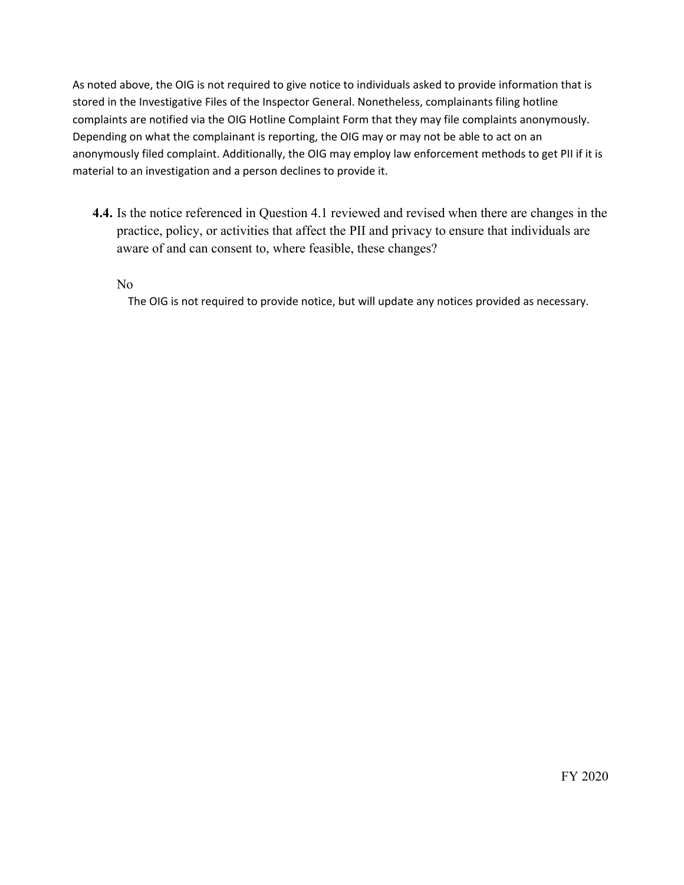As noted above, the OIG is not required to give notice to individuals asked to provide information that is stored in the Investigative Files of the Inspector General. Nonetheless, complainants filing hotline complaints are notified via the OIG Hotline Complaint Form that they may file complaints anonymously. Depending on what the complainant is reporting, the OIG may or may not be able to act on an anonymously filed complaint. Additionally, the OIG may employ law enforcement methods to get PII if it is material to an investigation and a person declines to provide it.

**4.4.** Is the notice referenced in Question 4.1 reviewed and revised when there are changes in the practice, policy, or activities that affect the PII and privacy to ensure that individuals are aware of and can consent to, where feasible, these changes?

No

The OIG is not required to provide notice, but will update any notices provided as necessary.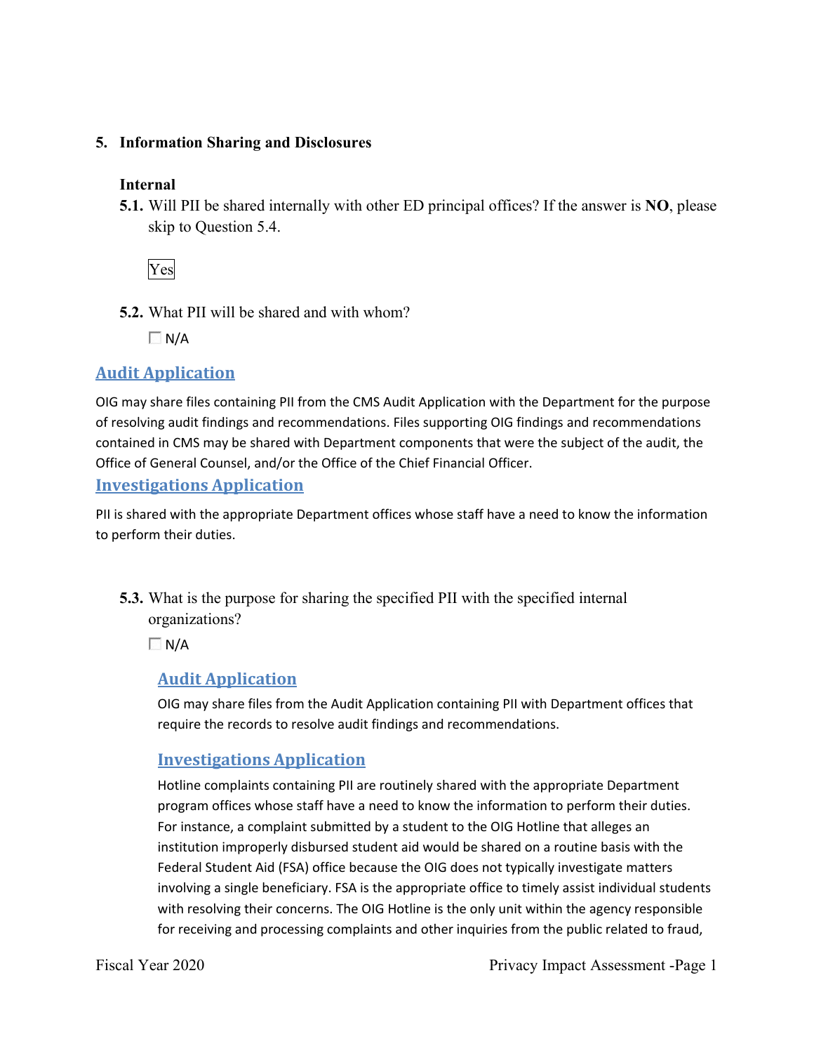## 5. Information Sharing and Disclosures

### Internal

**5.1.** Will PII be shared internally with other ED principal offices? If the answer is **NO**, please skip to Question 5.4.

Yes

**5.2.** What PII will be shared and with whom?

☐ N/A

**Audit Application**

OIG may share files containing PII from the CMS Audit Application with the Department for the purpose of resolving audit findings and recommendations. Files supporting OIG findings and recommendations contained in CMS may be shared with Department components that were the subject of the audit, the Office of General Counsel, and/or the Office of the Chief Financial Officer.

**Investigations Application**

PII is shared with the appropriate Department offices whose staff have a need to know the information to perform their duties.

**5.3.** What is the purpose for sharing the specified PII with the specified internal organizations?

☐ N/A

**Audit Application**

OIG may share files from the Audit Application containing PII with Department offices that require the records to resolve audit findings and recommendations.

**Investigations Application**

Hotline complaints containing PII are routinely shared with the appropriate Department program offices whose staff have a need to know the information to perform their duties. For instance, a complaint submitted by a student to the OIG Hotline that alleges an institution improperly disbursed student aid would be shared on a routine basis with the Federal Student Aid (FSA) office because the OIG does not typically investigate matters involving a single beneficiary. FSA is the appropriate office to timely assist individual students with resolving their concerns. The OIG Hotline is the only unit within the agency responsible for receiving and processing complaints and other inquiries from the public related to fraud,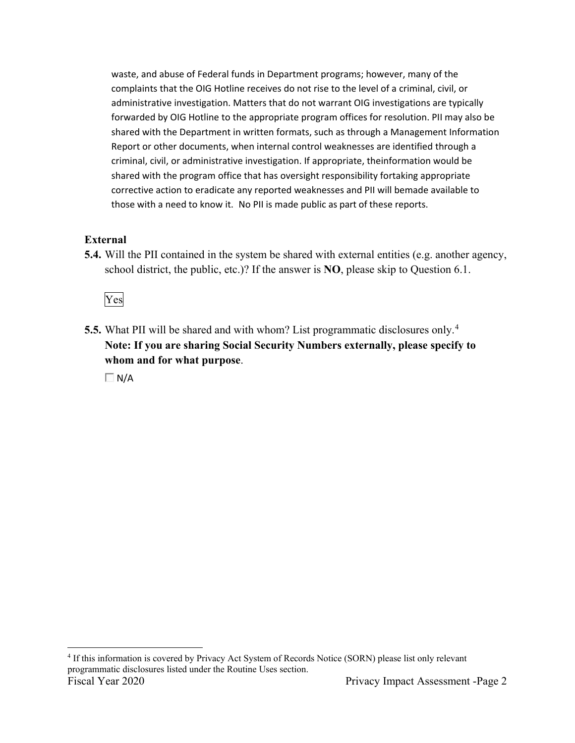waste, and abuse of Federal funds in Department programs; however, many of the complaints that the OIG Hotline receives do not rise to the level of a criminal, civil, or administrative investigation. Matters that do not warrant OIG investigations are typically forwarded by OIG Hotline to the appropriate program offices for resolution. PII may also be shared with the Department in written formats, such as through a Management Information Report or other documents, when internal control weaknesses are identified through a criminal, civil, or administrative investigation. If appropriate, theinformation would be shared with the program office that has oversight responsibility fortaking appropriate corrective action to eradicate any reported weaknesses and PII will bemade available to those with a need to know it. No PII is made public as part of these reports.

### External

**5.4.** Will the PII contained in the system be shared with external entities (e.g. another agency, school district, the public, etc.)? If the answer is **NO**, please skip to Question 6.1.

Yes

**5.5.** What PII will be shared and with whom? List programmatic disclosures only.[4] **Note: If you are sharing Social Security Numbers externally, please specify to whom and for what purpose**.

☐ N/A

[4] If this information is covered by Privacy Act System of Records Notice (SORN) please list only relevant programmatic disclosures listed under the Routine Uses section.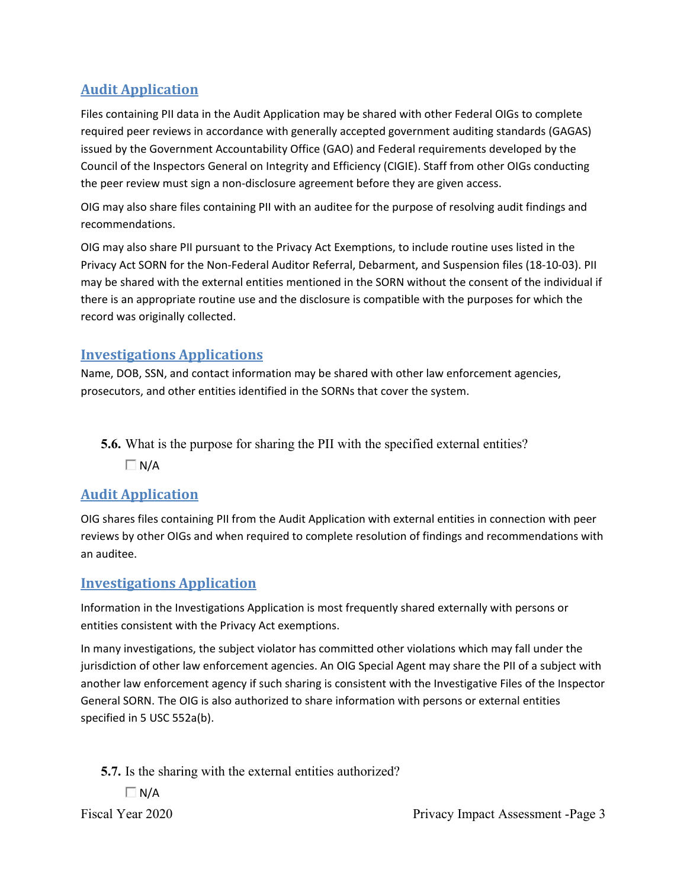### Audit Application

Files containing PII data in the Audit Application may be shared with other Federal OIGs to complete required peer reviews in accordance with generally accepted government auditing standards (GAGAS) issued by the Government Accountability Office (GAO) and Federal requirements developed by the Council of the Inspectors General on Integrity and Efficiency (CIGIE). Staff from other OIGs conducting the peer review must sign a non-disclosure agreement before they are given access.

OIG may also share files containing PII with an auditee for the purpose of resolving audit findings and recommendations.

OIG may also share PII pursuant to the Privacy Act Exemptions, to include routine uses listed in the Privacy Act SORN for the Non-Federal Auditor Referral, Debarment, and Suspension files (18-10-03). PII may be shared with the external entities mentioned in the SORN without the consent of the individual if there is an appropriate routine use and the disclosure is compatible with the purposes for which the record was originally collected.

### Investigations Applications

Name, DOB, SSN, and contact information may be shared with other law enforcement agencies, prosecutors, and other entities identified in the SORNs that cover the system.

**5.6.** What is the purpose for sharing the PII with the specified external entities?

☐ N/A

### Audit Application

OIG shares files containing PII from the Audit Application with external entities in connection with peer reviews by other OIGs and when required to complete resolution of findings and recommendations with an auditee.

### Investigations Application

Information in the Investigations Application is most frequently shared externally with persons or entities consistent with the Privacy Act exemptions.

In many investigations, the subject violator has committed other violations which may fall under the jurisdiction of other law enforcement agencies. An OIG Special Agent may share the PII of a subject with another law enforcement agency if such sharing is consistent with the Investigative Files of the Inspector General SORN. The OIG is also authorized to share information with persons or external entities specified in 5 USC 552a(b).

**5.7.** Is the sharing with the external entities authorized?

☐ N/A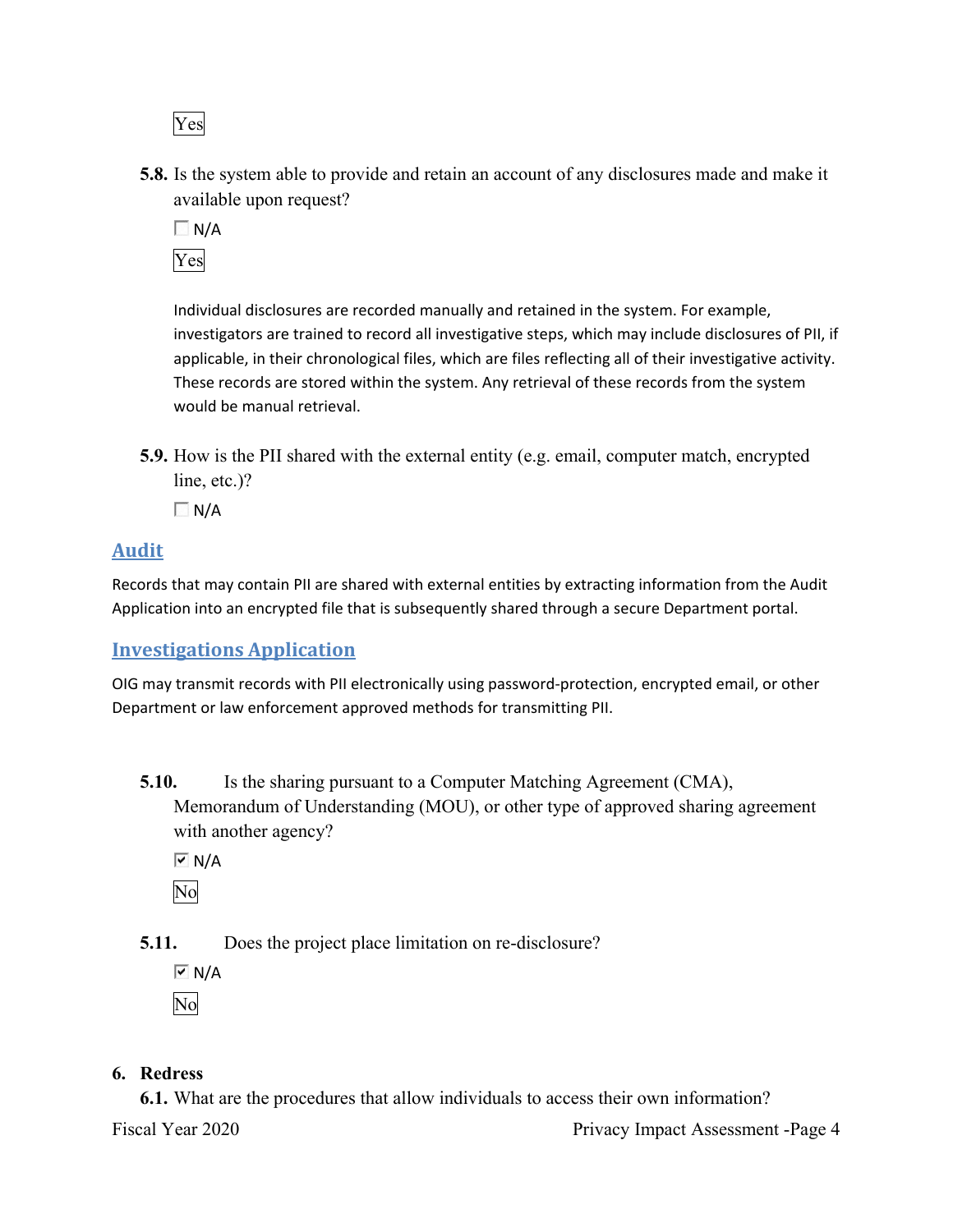Yes

**5.8.** Is the system able to provide and retain an account of any disclosures made and make it available upon request?

☐ N/A

Yes

Individual disclosures are recorded manually and retained in the system. For example, investigators are trained to record all investigative steps, which may include disclosures of PII, if applicable, in their chronological files, which are files reflecting all of their investigative activity. These records are stored within the system. Any retrieval of these records from the system would be manual retrieval.

**5.9.** How is the PII shared with the external entity (e.g. email, computer match, encrypted line, etc.)?

☐ N/A

## Audit

Records that may contain PII are shared with external entities by extracting information from the Audit Application into an encrypted file that is subsequently shared through a secure Department portal.

## Investigations Application

OIG may transmit records with PII electronically using password-protection, encrypted email, or other Department or law enforcement approved methods for transmitting PII.

**5.10.** Is the sharing pursuant to a Computer Matching Agreement (CMA), Memorandum of Understanding (MOU), or other type of approved sharing agreement with another agency?

☑ N/A

No

**5.11.** Does the project place limitation on re-disclosure?

☑ N/A

No

**6. Redress**

**6.1.** What are the procedures that allow individuals to access their own information?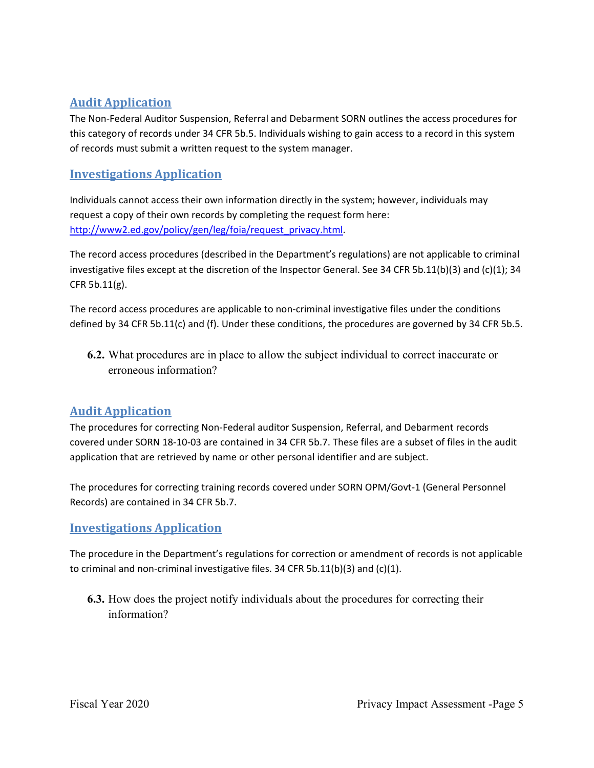### Audit Application

The Non-Federal Auditor Suspension, Referral and Debarment SORN outlines the access procedures for this category of records under 34 CFR 5b.5. Individuals wishing to gain access to a record in this system of records must submit a written request to the system manager.

### Investigations Application

Individuals cannot access their own information directly in the system; however, individuals may request a copy of their own records by completing the request form here: http://www2.ed.gov/policy/gen/leg/foia/request_privacy.html.

The record access procedures (described in the Department's regulations) are not applicable to criminal investigative files except at the discretion of the Inspector General. See 34 CFR 5b.11(b)(3) and (c)(1); 34 CFR 5b.11(g).

The record access procedures are applicable to non-criminal investigative files under the conditions defined by 34 CFR 5b.11(c) and (f). Under these conditions, the procedures are governed by 34 CFR 5b.5.

**6.2.** What procedures are in place to allow the subject individual to correct inaccurate or erroneous information?

### Audit Application

The procedures for correcting Non-Federal auditor Suspension, Referral, and Debarment records covered under SORN 18-10-03 are contained in 34 CFR 5b.7. These files are a subset of files in the audit application that are retrieved by name or other personal identifier and are subject.

The procedures for correcting training records covered under SORN OPM/Govt-1 (General Personnel Records) are contained in 34 CFR 5b.7.

### Investigations Application

The procedure in the Department's regulations for correction or amendment of records is not applicable to criminal and non-criminal investigative files. 34 CFR 5b.11(b)(3) and (c)(1).

**6.3.** How does the project notify individuals about the procedures for correcting their information?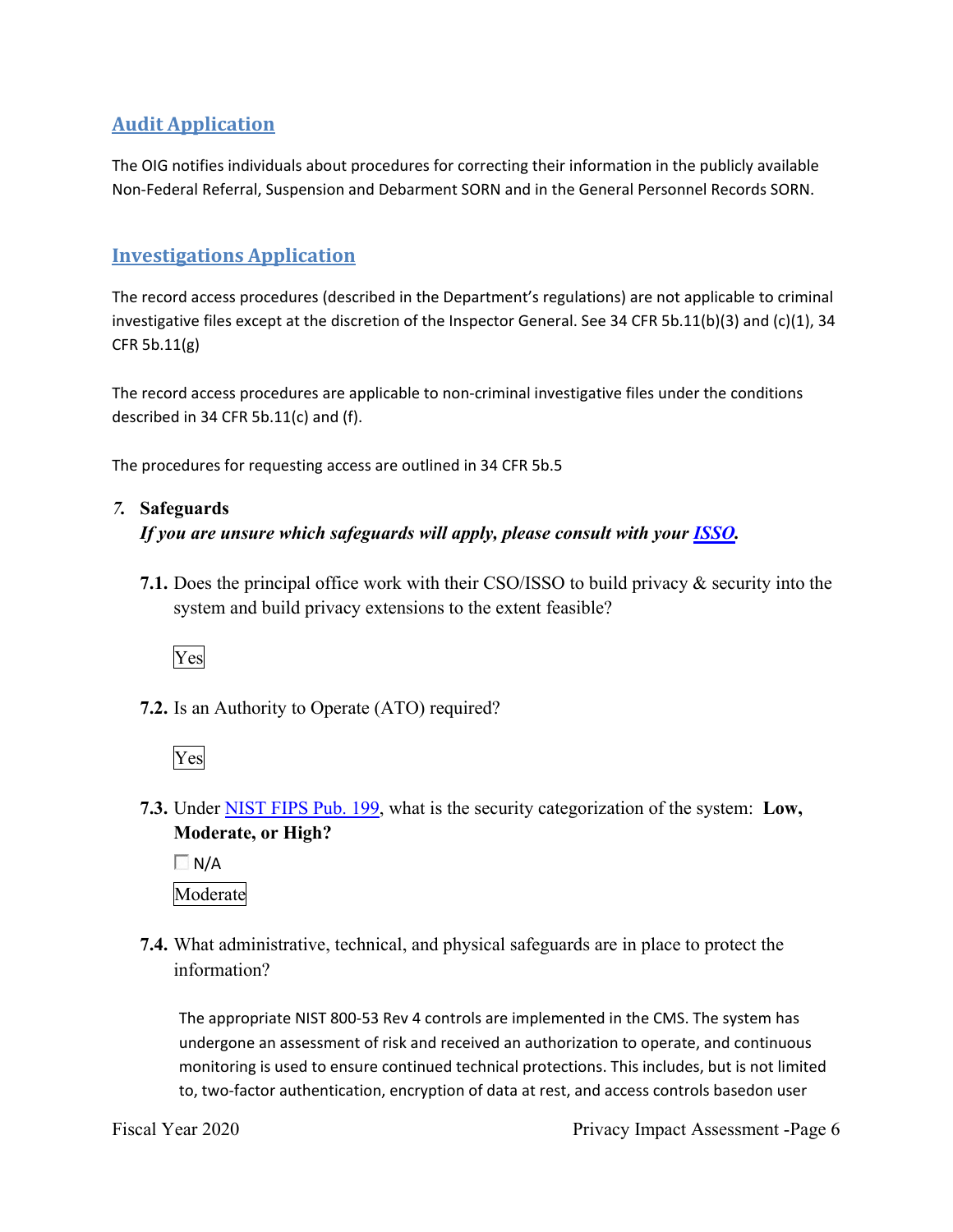## Audit Application

The OIG notifies individuals about procedures for correcting their information in the publicly available Non-Federal Referral, Suspension and Debarment SORN and in the General Personnel Records SORN.

## Investigations Application

The record access procedures (described in the Department's regulations) are not applicable to criminal investigative files except at the discretion of the Inspector General. See 34 CFR 5b.11(b)(3) and (c)(1), 34 CFR 5b.11(g)

The record access procedures are applicable to non-criminal investigative files under the conditions described in 34 CFR 5b.11(c) and (f).

The procedures for requesting access are outlined in 34 CFR 5b.5

*7.* **Safeguards**

***If you are unsure which safeguards will apply, please consult with your ISSO.***

**7.1.** Does the principal office work with their CSO/ISSO to build privacy & security into the system and build privacy extensions to the extent feasible?

Yes

**7.2.** Is an Authority to Operate (ATO) required?

Yes

**7.3.** Under NIST FIPS Pub. 199, what is the security categorization of the system: **Low, Moderate, or High?**

☐ N/A

Moderate

**7.4.** What administrative, technical, and physical safeguards are in place to protect the information?

The appropriate NIST 800-53 Rev 4 controls are implemented in the CMS. The system has undergone an assessment of risk and received an authorization to operate, and continuous monitoring is used to ensure continued technical protections. This includes, but is not limited to, two-factor authentication, encryption of data at rest, and access controls basedon user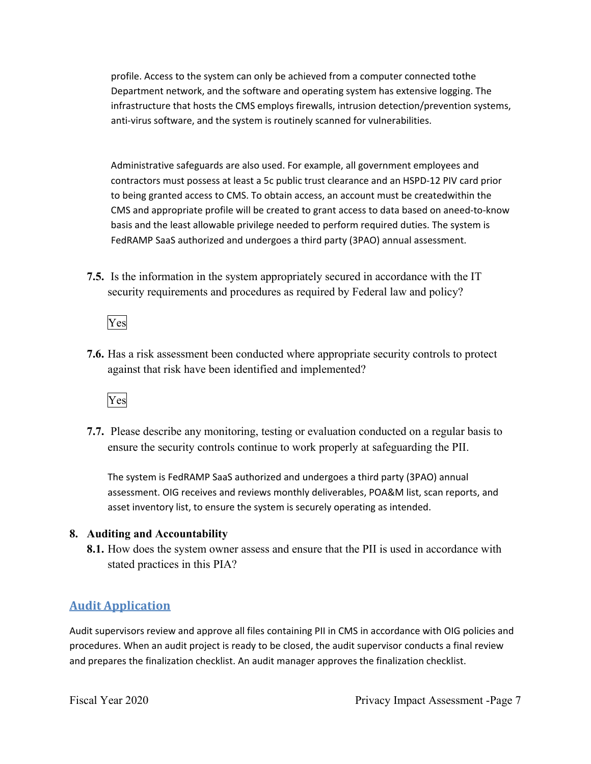profile. Access to the system can only be achieved from a computer connected tothe Department network, and the software and operating system has extensive logging. The infrastructure that hosts the CMS employs firewalls, intrusion detection/prevention systems, anti-virus software, and the system is routinely scanned for vulnerabilities.

Administrative safeguards are also used. For example, all government employees and contractors must possess at least a 5c public trust clearance and an HSPD-12 PIV card prior to being granted access to CMS. To obtain access, an account must be createdwithin the CMS and appropriate profile will be created to grant access to data based on aneed-to-know basis and the least allowable privilege needed to perform required duties. The system is FedRAMP SaaS authorized and undergoes a third party (3PAO) annual assessment.

**7.5.** Is the information in the system appropriately secured in accordance with the IT security requirements and procedures as required by Federal law and policy?

Yes

**7.6.** Has a risk assessment been conducted where appropriate security controls to protect against that risk have been identified and implemented?

Yes

**7.7.** Please describe any monitoring, testing or evaluation conducted on a regular basis to ensure the security controls continue to work properly at safeguarding the PII.

The system is FedRAMP SaaS authorized and undergoes a third party (3PAO) annual assessment. OIG receives and reviews monthly deliverables, POA&M list, scan reports, and asset inventory list, to ensure the system is securely operating as intended.

**8. Auditing and Accountability**

**8.1.** How does the system owner assess and ensure that the PII is used in accordance with stated practices in this PIA?

## Audit Application

Audit supervisors review and approve all files containing PII in CMS in accordance with OIG policies and procedures. When an audit project is ready to be closed, the audit supervisor conducts a final review and prepares the finalization checklist. An audit manager approves the finalization checklist.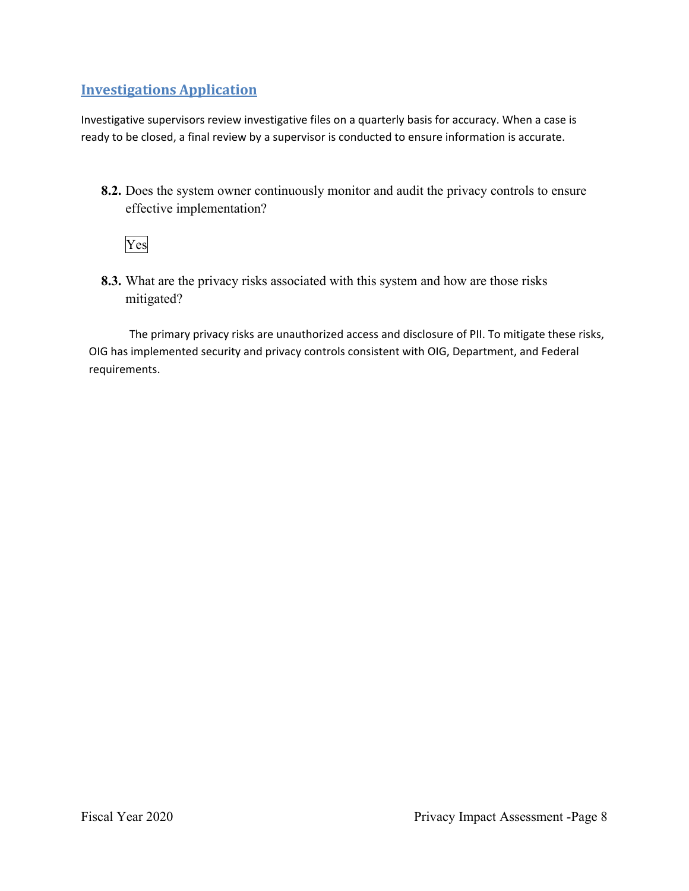### Investigations Application

Investigative supervisors review investigative files on a quarterly basis for accuracy. When a case is ready to be closed, a final review by a supervisor is conducted to ensure information is accurate.

**8.2.** Does the system owner continuously monitor and audit the privacy controls to ensure effective implementation?

Yes

**8.3.** What are the privacy risks associated with this system and how are those risks mitigated?

The primary privacy risks are unauthorized access and disclosure of PII. To mitigate these risks, OIG has implemented security and privacy controls consistent with OIG, Department, and Federal requirements.